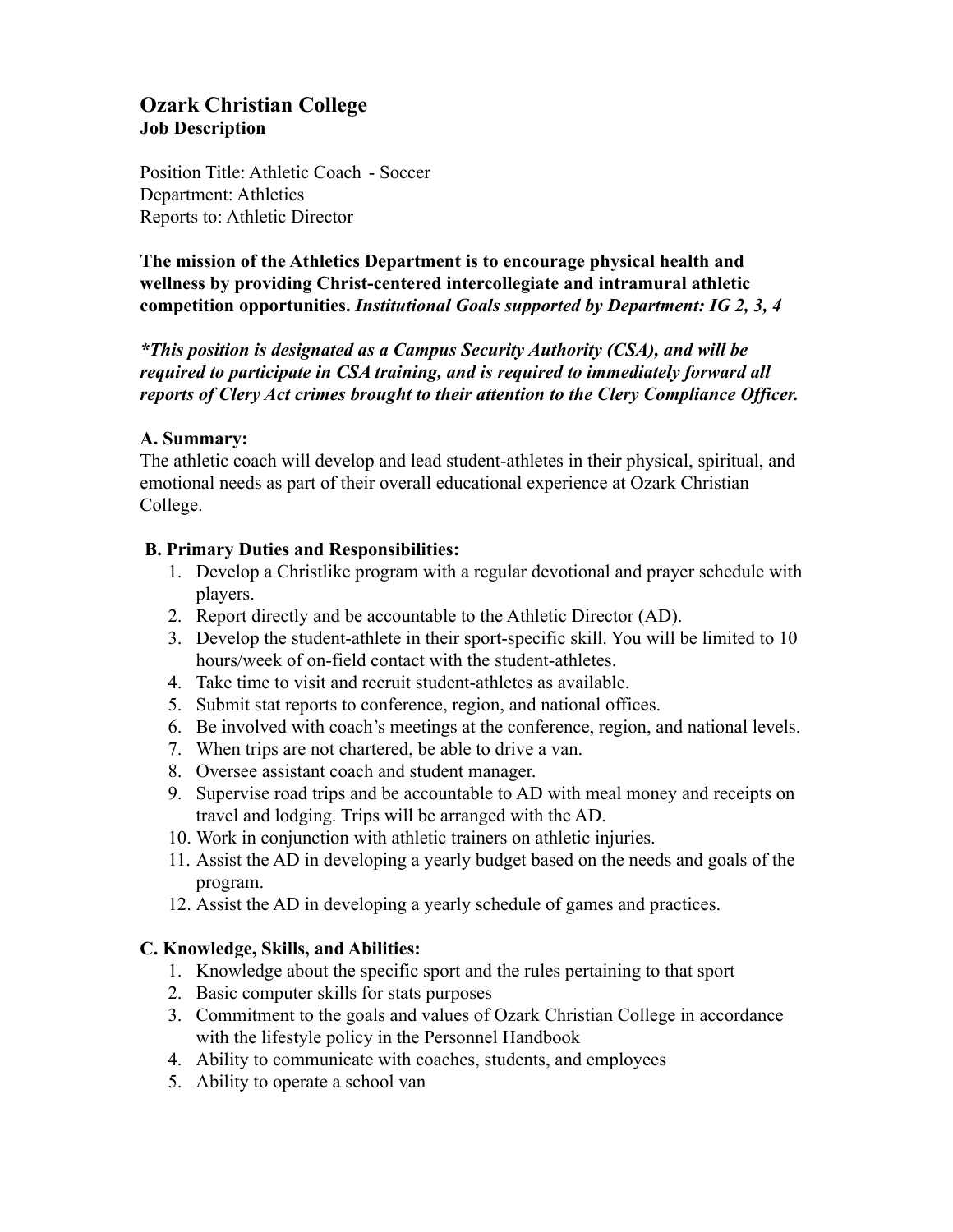# Ozark Christian College
**Job Description**

Position Title: Athletic Coach - Soccer
Department: Athletics
Reports to: Athletic Director

**The mission of the Athletics Department is to encourage physical health and wellness by providing Christ-centered intercollegiate and intramural athletic competition opportunities.** ***Institutional Goals supported by Department: IG 2, 3, 4***

***\*This position is designated as a Campus Security Authority (CSA), and will be required to participate in CSA training, and is required to immediately forward all reports of Clery Act crimes brought to their attention to the Clery Compliance Officer.***

## A. Summary:

The athletic coach will develop and lead student-athletes in their physical, spiritual, and emotional needs as part of their overall educational experience at Ozark Christian College.

## B. Primary Duties and Responsibilities:

1. Develop a Christlike program with a regular devotional and prayer schedule with players.
2. Report directly and be accountable to the Athletic Director (AD).
3. Develop the student-athlete in their sport-specific skill. You will be limited to 10 hours/week of on-field contact with the student-athletes.
4. Take time to visit and recruit student-athletes as available.
5. Submit stat reports to conference, region, and national offices.
6. Be involved with coach's meetings at the conference, region, and national levels.
7. When trips are not chartered, be able to drive a van.
8. Oversee assistant coach and student manager.
9. Supervise road trips and be accountable to AD with meal money and receipts on travel and lodging. Trips will be arranged with the AD.
10. Work in conjunction with athletic trainers on athletic injuries.
11. Assist the AD in developing a yearly budget based on the needs and goals of the program.
12. Assist the AD in developing a yearly schedule of games and practices.

## C. Knowledge, Skills, and Abilities:

1. Knowledge about the specific sport and the rules pertaining to that sport
2. Basic computer skills for stats purposes
3. Commitment to the goals and values of Ozark Christian College in accordance with the lifestyle policy in the Personnel Handbook
4. Ability to communicate with coaches, students, and employees
5. Ability to operate a school van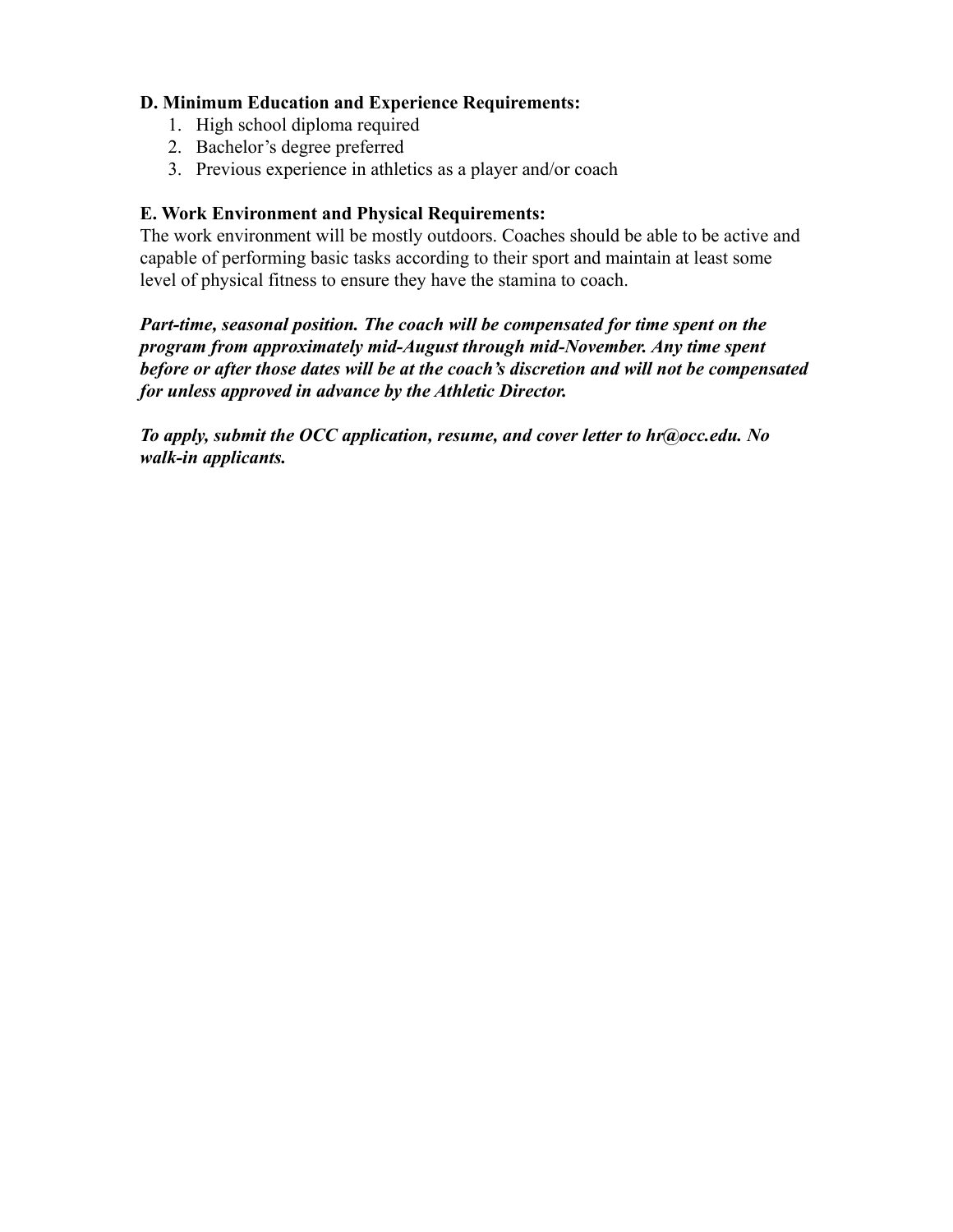**D. Minimum Education and Experience Requirements:**

1. High school diploma required
2. Bachelor's degree preferred
3. Previous experience in athletics as a player and/or coach

**E. Work Environment and Physical Requirements:**

The work environment will be mostly outdoors. Coaches should be able to be active and capable of performing basic tasks according to their sport and maintain at least some level of physical fitness to ensure they have the stamina to coach.

***Part-time, seasonal position. The coach will be compensated for time spent on the program from approximately mid-August through mid-November. Any time spent before or after those dates will be at the coach's discretion and will not be compensated for unless approved in advance by the Athletic Director.***

***To apply, submit the OCC application, resume, and cover letter to hr@occ.edu. No walk-in applicants.***